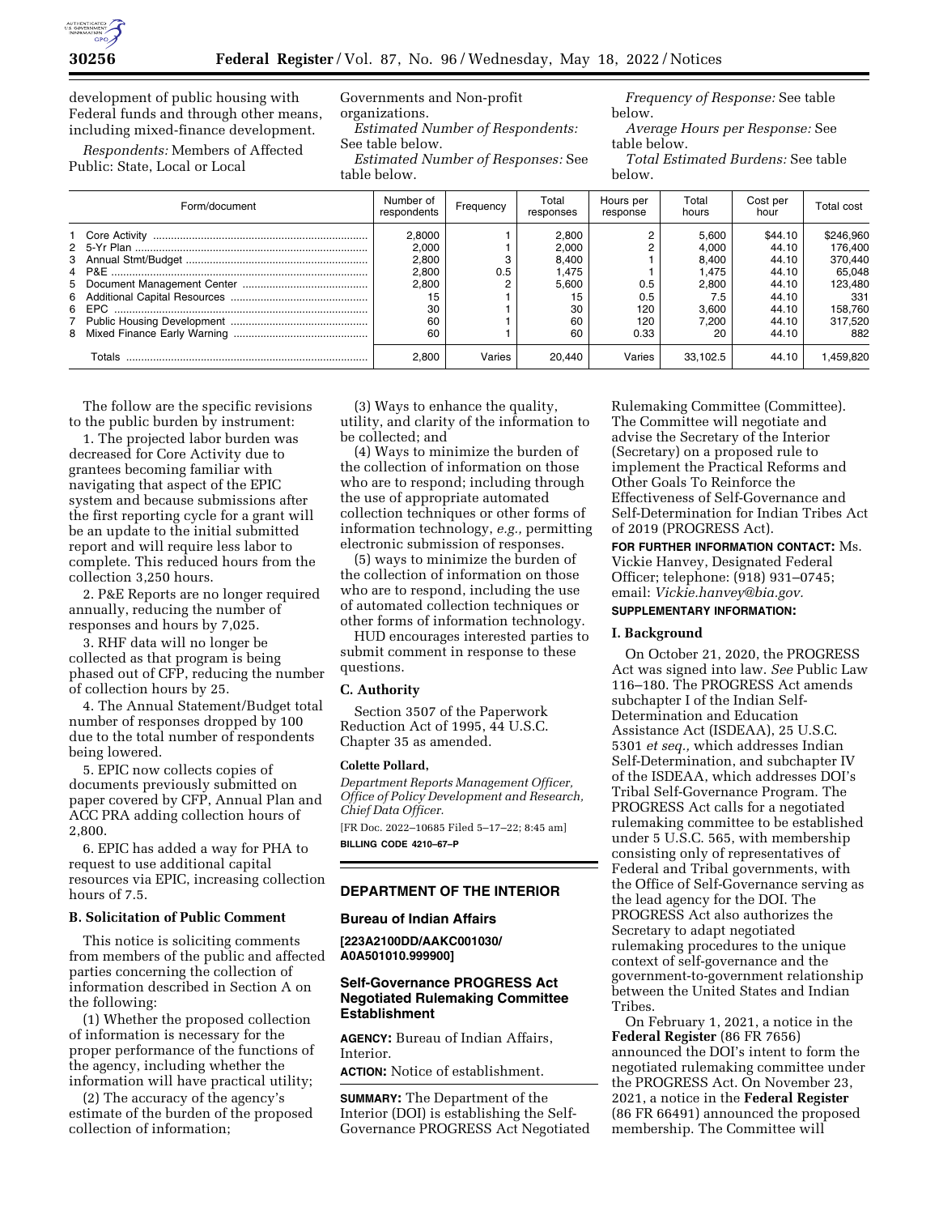development of public housing with Federal funds and through other means, including mixed-finance development.

*Respondents:* Members of Affected Public: State, Local or Local Governments and Non-profit organizations.

*Estimated Number of Respondents:* See table below.

*Estimated Number of Responses:* See table below.

*Frequency of Response:* See table below.

*Average Hours per Response:* See table below.

*Total Estimated Burdens:* See table below.

| Form/document | Number of respondents | Frequency | Total responses | Hours per response | Total hours | Cost per hour | Total cost |
|---|---|---|---|---|---|---|---|
| 1 Core Activity | 2,8000 | 1 | 2,800 | 2 | 5,600 | $44.10 | $246,960 |
| 2 5-Yr Plan | 2,000 | 1 | 2,000 | 2 | 4,000 | 44.10 | 176,400 |
| 3 Annual Stmt/Budget | 2,800 | 3 | 8,400 | 1 | 8,400 | 44.10 | 370,440 |
| 4 P&E | 2,800 | 0.5 | 1,475 | 1 | 1,475 | 44.10 | 65,048 |
| 5 Document Management Center | 2,800 | 2 | 5,600 | 0.5 | 2,800 | 44.10 | 123,480 |
| 6 Additional Capital Resources | 15 | 1 | 15 | 0.5 | 7.5 | 44.10 | 331 |
| 6 EPC | 30 | 1 | 30 | 120 | 3,600 | 44.10 | 158,760 |
| 7 Public Housing Development | 60 | 1 | 60 | 120 | 7,200 | 44.10 | 317,520 |
| 8 Mixed Finance Early Warning | 60 | 1 | 60 | 0.33 | 20 | 44.10 | 882 |
| Totals | 2,800 | Varies | 20,440 | Varies | 33,102.5 | 44.10 | 1,459,820 |

The follow are the specific revisions to the public burden by instrument:

1. The projected labor burden was decreased for Core Activity due to grantees becoming familiar with navigating that aspect of the EPIC system and because submissions after the first reporting cycle for a grant will be an update to the initial submitted report and will require less labor to complete. This reduced hours from the collection 3,250 hours.

2. P&E Reports are no longer required annually, reducing the number of responses and hours by 7,025.

3. RHF data will no longer be collected as that program is being phased out of CFP, reducing the number of collection hours by 25.

4. The Annual Statement/Budget total number of responses dropped by 100 due to the total number of respondents being lowered.

5. EPIC now collects copies of documents previously submitted on paper covered by CFP, Annual Plan and ACC PRA adding collection hours of 2,800.

6. EPIC has added a way for PHA to request to use additional capital resources via EPIC, increasing collection hours of 7.5.

## B. Solicitation of Public Comment

This notice is soliciting comments from members of the public and affected parties concerning the collection of information described in Section A on the following:

(1) Whether the proposed collection of information is necessary for the proper performance of the functions of the agency, including whether the information will have practical utility;

(2) The accuracy of the agency's estimate of the burden of the proposed collection of information;

(3) Ways to enhance the quality, utility, and clarity of the information to be collected; and

(4) Ways to minimize the burden of the collection of information on those who are to respond; including through the use of appropriate automated collection techniques or other forms of information technology, *e.g.,* permitting electronic submission of responses.

(5) ways to minimize the burden of the collection of information on those who are to respond, including the use of automated collection techniques or other forms of information technology.

HUD encourages interested parties to submit comment in response to these questions.

## C. Authority

Section 3507 of the Paperwork Reduction Act of 1995, 44 U.S.C. Chapter 35 as amended.

**Colette Pollard,**

*Department Reports Management Officer, Office of Policy Development and Research, Chief Data Officer.*

[FR Doc. 2022–10685 Filed 5–17–22; 8:45 am]

**BILLING CODE 4210–67–P**

# DEPARTMENT OF THE INTERIOR

## Bureau of Indian Affairs

**[223A2100DD/AAKC001030/A0A501010.999900]**

## Self-Governance PROGRESS Act Negotiated Rulemaking Committee Establishment

**AGENCY:** Bureau of Indian Affairs, Interior.

**ACTION:** Notice of establishment.

**SUMMARY:** The Department of the Interior (DOI) is establishing the Self-Governance PROGRESS Act Negotiated Rulemaking Committee (Committee). The Committee will negotiate and advise the Secretary of the Interior (Secretary) on a proposed rule to implement the Practical Reforms and Other Goals To Reinforce the Effectiveness of Self-Governance and Self-Determination for Indian Tribes Act of 2019 (PROGRESS Act).

**FOR FURTHER INFORMATION CONTACT:** Ms. Vickie Hanvey, Designated Federal Officer; telephone: (918) 931–0745; email: *Vickie.hanvey@bia.gov.*

**SUPPLEMENTARY INFORMATION:**

## I. Background

On October 21, 2020, the PROGRESS Act was signed into law. *See* Public Law 116–180. The PROGRESS Act amends subchapter I of the Indian Self-Determination and Education Assistance Act (ISDEAA), 25 U.S.C. 5301 *et seq.,* which addresses Indian Self-Determination, and subchapter IV of the ISDEAA, which addresses DOI's Tribal Self-Governance Program. The PROGRESS Act calls for a negotiated rulemaking committee to be established under 5 U.S.C. 565, with membership consisting only of representatives of Federal and Tribal governments, with the Office of Self-Governance serving as the lead agency for the DOI. The PROGRESS Act also authorizes the Secretary to adapt negotiated rulemaking procedures to the unique context of self-governance and the government-to-government relationship between the United States and Indian Tribes.

On February 1, 2021, a notice in the **Federal Register** (86 FR 7656) announced the DOI's intent to form the negotiated rulemaking committee under the PROGRESS Act. On November 23, 2021, a notice in the **Federal Register** (86 FR 66491) announced the proposed membership. The Committee will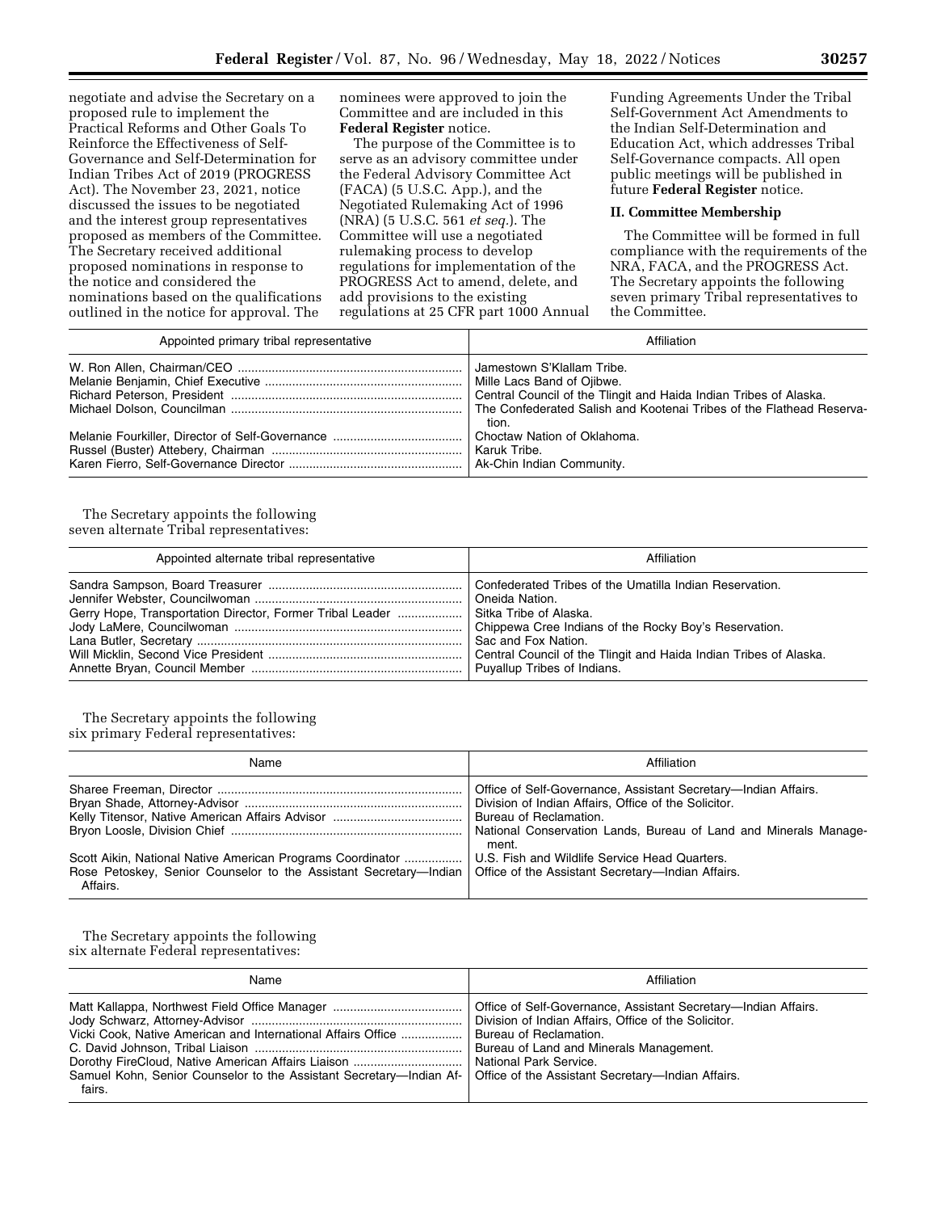negotiate and advise the Secretary on a proposed rule to implement the Practical Reforms and Other Goals To Reinforce the Effectiveness of Self-Governance and Self-Determination for Indian Tribes Act of 2019 (PROGRESS Act). The November 23, 2021, notice discussed the issues to be negotiated and the interest group representatives proposed as members of the Committee. The Secretary received additional proposed nominations in response to the notice and considered the nominations based on the qualifications outlined in the notice for approval. The nominees were approved to join the Committee and are included in this **Federal Register** notice.

The purpose of the Committee is to serve as an advisory committee under the Federal Advisory Committee Act (FACA) (5 U.S.C. App.), and the Negotiated Rulemaking Act of 1996 (NRA) (5 U.S.C. 561 *et seq.*). The Committee will use a negotiated rulemaking process to develop regulations for implementation of the PROGRESS Act to amend, delete, and add provisions to the existing regulations at 25 CFR part 1000 Annual Funding Agreements Under the Tribal Self-Government Act Amendments to the Indian Self-Determination and Education Act, which addresses Tribal Self-Governance compacts. All open public meetings will be published in future **Federal Register** notice.

## II. Committee Membership

The Committee will be formed in full compliance with the requirements of the NRA, FACA, and the PROGRESS Act. The Secretary appoints the following seven primary Tribal representatives to the Committee.

| Appointed primary tribal representative | Affiliation |
|---|---|
| W. Ron Allen, Chairman/CEO | Jamestown S'Klallam Tribe. |
| Melanie Benjamin, Chief Executive | Mille Lacs Band of Ojibwe. |
| Richard Peterson, President | Central Council of the Tlingit and Haida Indian Tribes of Alaska. |
| Michael Dolson, Councilman | The Confederated Salish and Kootenai Tribes of the Flathead Reservation. |
| Melanie Fourkiller, Director of Self-Governance | Choctaw Nation of Oklahoma. |
| Russel (Buster) Attebery, Chairman | Karuk Tribe. |
| Karen Fierro, Self-Governance Director | Ak-Chin Indian Community. |

The Secretary appoints the following seven alternate Tribal representatives:

| Appointed alternate tribal representative | Affiliation |
|---|---|
| Sandra Sampson, Board Treasurer | Confederated Tribes of the Umatilla Indian Reservation. |
| Jennifer Webster, Councilwoman | Oneida Nation. |
| Gerry Hope, Transportation Director, Former Tribal Leader | Sitka Tribe of Alaska. |
| Jody LaMere, Councilwoman | Chippewa Cree Indians of the Rocky Boy's Reservation. |
| Lana Butler, Secretary | Sac and Fox Nation. |
| Will Micklin, Second Vice President | Central Council of the Tlingit and Haida Indian Tribes of Alaska. |
| Annette Bryan, Council Member | Puyallup Tribes of Indians. |

The Secretary appoints the following six primary Federal representatives:

| Name | Affiliation |
|---|---|
| Sharee Freeman, Director | Office of Self-Governance, Assistant Secretary—Indian Affairs. |
| Bryan Shade, Attorney-Advisor | Division of Indian Affairs, Office of the Solicitor. |
| Kelly Titensor, Native American Affairs Advisor | Bureau of Reclamation. |
| Bryon Loosle, Division Chief | National Conservation Lands, Bureau of Land and Minerals Management. |
| Scott Aikin, National Native American Programs Coordinator | U.S. Fish and Wildlife Service Head Quarters. |
| Rose Petoskey, Senior Counselor to the Assistant Secretary—Indian Affairs. | Office of the Assistant Secretary—Indian Affairs. |

The Secretary appoints the following six alternate Federal representatives:

| Name | Affiliation |
|---|---|
| Matt Kallappa, Northwest Field Office Manager | Office of Self-Governance, Assistant Secretary—Indian Affairs. |
| Jody Schwarz, Attorney-Advisor | Division of Indian Affairs, Office of the Solicitor. |
| Vicki Cook, Native American and International Affairs Office | Bureau of Reclamation. |
| C. David Johnson, Tribal Liaison | Bureau of Land and Minerals Management. |
| Dorothy FireCloud, Native American Affairs Liaison | National Park Service. |
| Samuel Kohn, Senior Counselor to the Assistant Secretary—Indian Affairs. | Office of the Assistant Secretary—Indian Affairs. |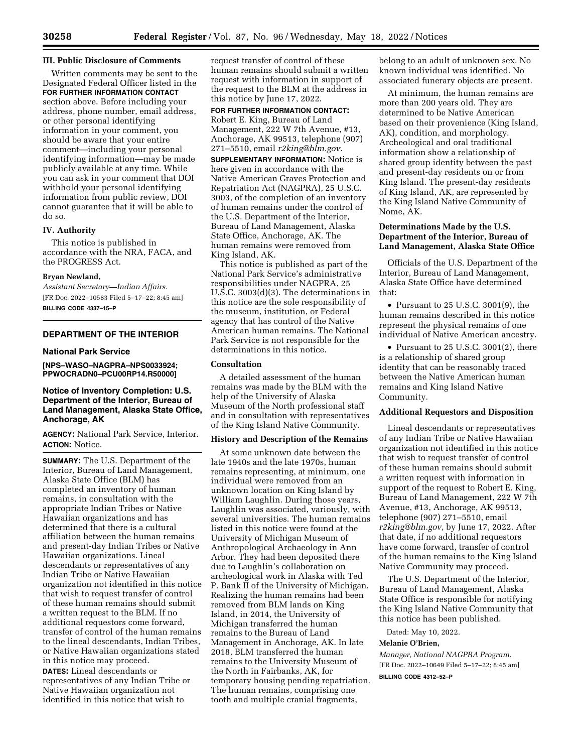### III. Public Disclosure of Comments

Written comments may be sent to the Designated Federal Officer listed in the **FOR FURTHER INFORMATION CONTACT** section above. Before including your address, phone number, email address, or other personal identifying information in your comment, you should be aware that your entire comment—including your personal identifying information—may be made publicly available at any time. While you can ask in your comment that DOI withhold your personal identifying information from public review, DOI cannot guarantee that it will be able to do so.

### IV. Authority

This notice is published in accordance with the NRA, FACA, and the PROGRESS Act.

**Bryan Newland,**

*Assistant Secretary—Indian Affairs.*

[FR Doc. 2022–10583 Filed 5–17–22; 8:45 am]

**BILLING CODE 4337–15–P**

## DEPARTMENT OF THE INTERIOR

### National Park Service

**[NPS–WASO–NAGPRA–NPS0033924; PPWOCRADN0–PCU00RP14.R50000]**

## Notice of Inventory Completion: U.S. Department of the Interior, Bureau of Land Management, Alaska State Office, Anchorage, AK

**AGENCY:** National Park Service, Interior.

**ACTION:** Notice.

**SUMMARY:** The U.S. Department of the Interior, Bureau of Land Management, Alaska State Office (BLM) has completed an inventory of human remains, in consultation with the appropriate Indian Tribes or Native Hawaiian organizations and has determined that there is a cultural affiliation between the human remains and present-day Indian Tribes or Native Hawaiian organizations. Lineal descendants or representatives of any Indian Tribe or Native Hawaiian organization not identified in this notice that wish to request transfer of control of these human remains should submit a written request to the BLM. If no additional requestors come forward, transfer of control of the human remains to the lineal descendants, Indian Tribes, or Native Hawaiian organizations stated in this notice may proceed.

**DATES:** Lineal descendants or representatives of any Indian Tribe or Native Hawaiian organization not identified in this notice that wish to request transfer of control of these human remains should submit a written request with information in support of the request to the BLM at the address in this notice by June 17, 2022.

**FOR FURTHER INFORMATION CONTACT:** Robert E. King, Bureau of Land Management, 222 W 7th Avenue, #13, Anchorage, AK 99513, telephone (907) 271–5510, email *r2king@blm.gov.*

**SUPPLEMENTARY INFORMATION:** Notice is here given in accordance with the Native American Graves Protection and Repatriation Act (NAGPRA), 25 U.S.C. 3003, of the completion of an inventory of human remains under the control of the U.S. Department of the Interior, Bureau of Land Management, Alaska State Office, Anchorage, AK. The human remains were removed from King Island, AK.

This notice is published as part of the National Park Service's administrative responsibilities under NAGPRA, 25 U.S.C. 3003(d)(3). The determinations in this notice are the sole responsibility of the museum, institution, or Federal agency that has control of the Native American human remains. The National Park Service is not responsible for the determinations in this notice.

### Consultation

A detailed assessment of the human remains was made by the BLM with the help of the University of Alaska Museum of the North professional staff and in consultation with representatives of the King Island Native Community.

### History and Description of the Remains

At some unknown date between the late 1940s and the late 1970s, human remains representing, at minimum, one individual were removed from an unknown location on King Island by William Laughlin. During those years, Laughlin was associated, variously, with several universities. The human remains listed in this notice were found at the University of Michigan Museum of Anthropological Archaeology in Ann Arbor. They had been deposited there due to Laughlin's collaboration on archeological work in Alaska with Ted P. Bank II of the University of Michigan. Realizing the human remains had been removed from BLM lands on King Island, in 2014, the University of Michigan transferred the human remains to the Bureau of Land Management in Anchorage, AK. In late 2018, BLM transferred the human remains to the University Museum of the North in Fairbanks, AK, for temporary housing pending repatriation. The human remains, comprising one tooth and multiple cranial fragments, belong to an adult of unknown sex. No known individual was identified. No associated funerary objects are present.

At minimum, the human remains are more than 200 years old. They are determined to be Native American based on their provenience (King Island, AK), condition, and morphology. Archeological and oral traditional information show a relationship of shared group identity between the past and present-day residents on or from King Island. The present-day residents of King Island, AK, are represented by the King Island Native Community of Nome, AK.

### Determinations Made by the U.S. Department of the Interior, Bureau of Land Management, Alaska State Office

Officials of the U.S. Department of the Interior, Bureau of Land Management, Alaska State Office have determined that:

- Pursuant to 25 U.S.C. 3001(9), the human remains described in this notice represent the physical remains of one individual of Native American ancestry.
- Pursuant to 25 U.S.C. 3001(2), there is a relationship of shared group identity that can be reasonably traced between the Native American human remains and King Island Native Community.

### Additional Requestors and Disposition

Lineal descendants or representatives of any Indian Tribe or Native Hawaiian organization not identified in this notice that wish to request transfer of control of these human remains should submit a written request with information in support of the request to Robert E. King, Bureau of Land Management, 222 W 7th Avenue, #13, Anchorage, AK 99513, telephone (907) 271–5510, email *r2king@blm.gov,* by June 17, 2022. After that date, if no additional requestors have come forward, transfer of control of the human remains to the King Island Native Community may proceed.

The U.S. Department of the Interior, Bureau of Land Management, Alaska State Office is responsible for notifying the King Island Native Community that this notice has been published.

Dated: May 10, 2022.

**Melanie O'Brien,**

*Manager, National NAGPRA Program.*

[FR Doc. 2022–10649 Filed 5–17–22; 8:45 am]

**BILLING CODE 4312–52–P**